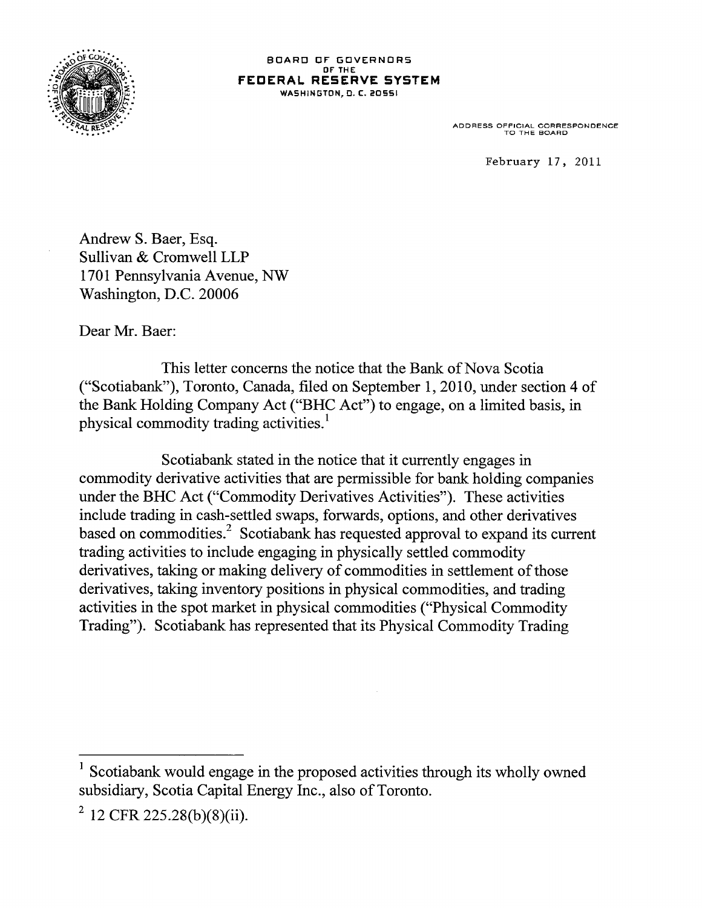BOARD OF GOVERNORS
OF THE
**FEDERAL RESERVE SYSTEM**
WASHINGTON, D. C. 20551

ADDRESS OFFICIAL CORRESPONDENCE
TO THE BOARD

February 17, 2011

Andrew S. Baer, Esq.
Sullivan & Cromwell LLP
1701 Pennsylvania Avenue, NW
Washington, D.C. 20006

Dear Mr. Baer:

This letter concerns the notice that the Bank of Nova Scotia ("Scotiabank"), Toronto, Canada, filed on September 1, 2010, under section 4 of the Bank Holding Company Act ("BHC Act") to engage, on a limited basis, in physical commodity trading activities.[1]

Scotiabank stated in the notice that it currently engages in commodity derivative activities that are permissible for bank holding companies under the BHC Act ("Commodity Derivatives Activities"). These activities include trading in cash-settled swaps, forwards, options, and other derivatives based on commodities.[2] Scotiabank has requested approval to expand its current trading activities to include engaging in physically settled commodity derivatives, taking or making delivery of commodities in settlement of those derivatives, taking inventory positions in physical commodities, and trading activities in the spot market in physical commodities ("Physical Commodity Trading"). Scotiabank has represented that its Physical Commodity Trading

---

[1] Scotiabank would engage in the proposed activities through its wholly owned subsidiary, Scotia Capital Energy Inc., also of Toronto.

[2] 12 CFR 225.28(b)(8)(ii).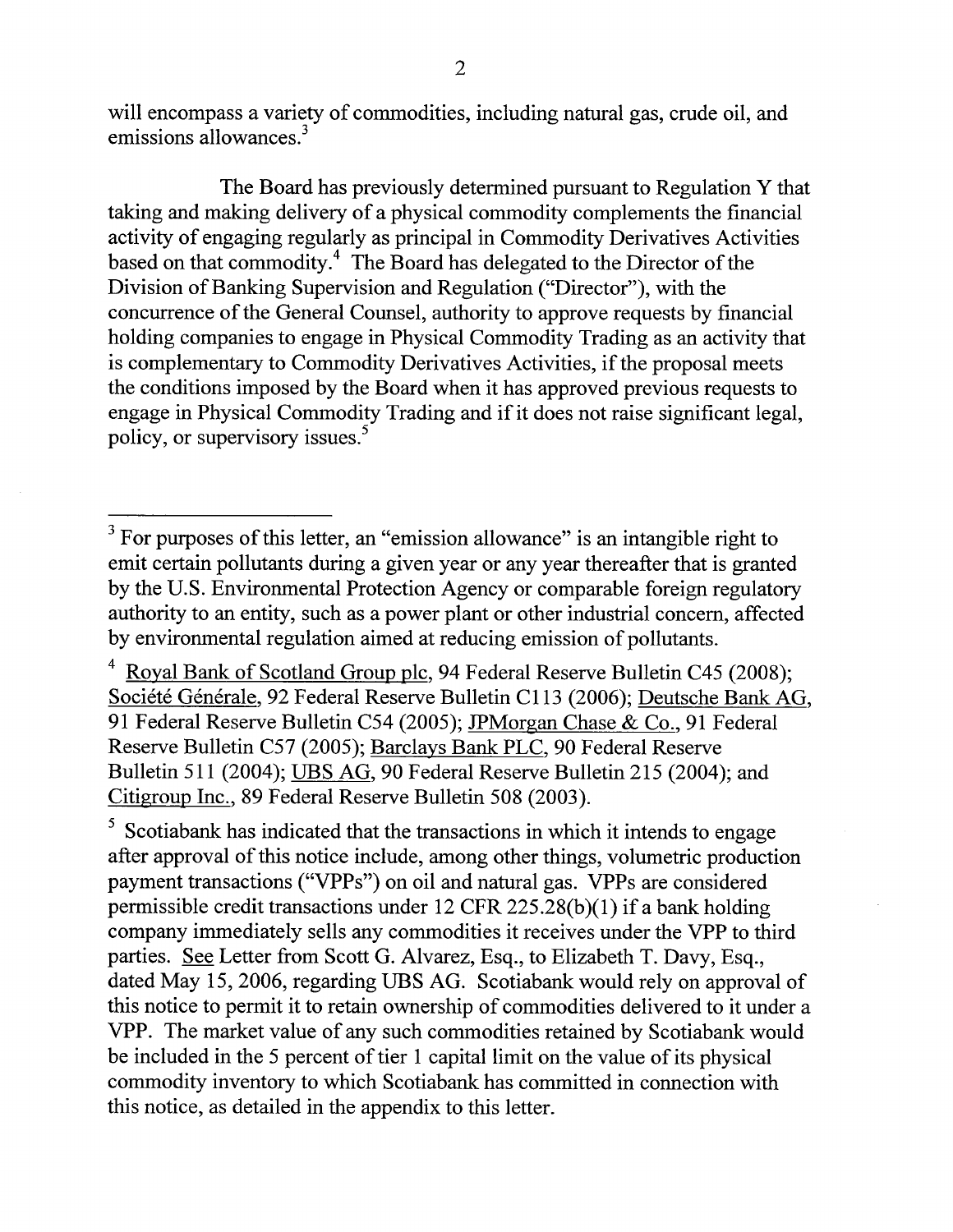will encompass a variety of commodities, including natural gas, crude oil, and emissions allowances.[3]

The Board has previously determined pursuant to Regulation Y that taking and making delivery of a physical commodity complements the financial activity of engaging regularly as principal in Commodity Derivatives Activities based on that commodity.[4] The Board has delegated to the Director of the Division of Banking Supervision and Regulation ("Director"), with the concurrence of the General Counsel, authority to approve requests by financial holding companies to engage in Physical Commodity Trading as an activity that is complementary to Commodity Derivatives Activities, if the proposal meets the conditions imposed by the Board when it has approved previous requests to engage in Physical Commodity Trading and if it does not raise significant legal, policy, or supervisory issues.[5]

---

[3] For purposes of this letter, an "emission allowance" is an intangible right to emit certain pollutants during a given year or any year thereafter that is granted by the U.S. Environmental Protection Agency or comparable foreign regulatory authority to an entity, such as a power plant or other industrial concern, affected by environmental regulation aimed at reducing emission of pollutants.

[4] Royal Bank of Scotland Group plc, 94 Federal Reserve Bulletin C45 (2008); Société Générale, 92 Federal Reserve Bulletin C113 (2006); Deutsche Bank AG, 91 Federal Reserve Bulletin C54 (2005); JPMorgan Chase & Co., 91 Federal Reserve Bulletin C57 (2005); Barclays Bank PLC, 90 Federal Reserve Bulletin 511 (2004); UBS AG, 90 Federal Reserve Bulletin 215 (2004); and Citigroup Inc., 89 Federal Reserve Bulletin 508 (2003).

[5] Scotiabank has indicated that the transactions in which it intends to engage after approval of this notice include, among other things, volumetric production payment transactions ("VPPs") on oil and natural gas. VPPs are considered permissible credit transactions under 12 CFR 225.28(b)(1) if a bank holding company immediately sells any commodities it receives under the VPP to third parties. See Letter from Scott G. Alvarez, Esq., to Elizabeth T. Davy, Esq., dated May 15, 2006, regarding UBS AG. Scotiabank would rely on approval of this notice to permit it to retain ownership of commodities delivered to it under a VPP. The market value of any such commodities retained by Scotiabank would be included in the 5 percent of tier 1 capital limit on the value of its physical commodity inventory to which Scotiabank has committed in connection with this notice, as detailed in the appendix to this letter.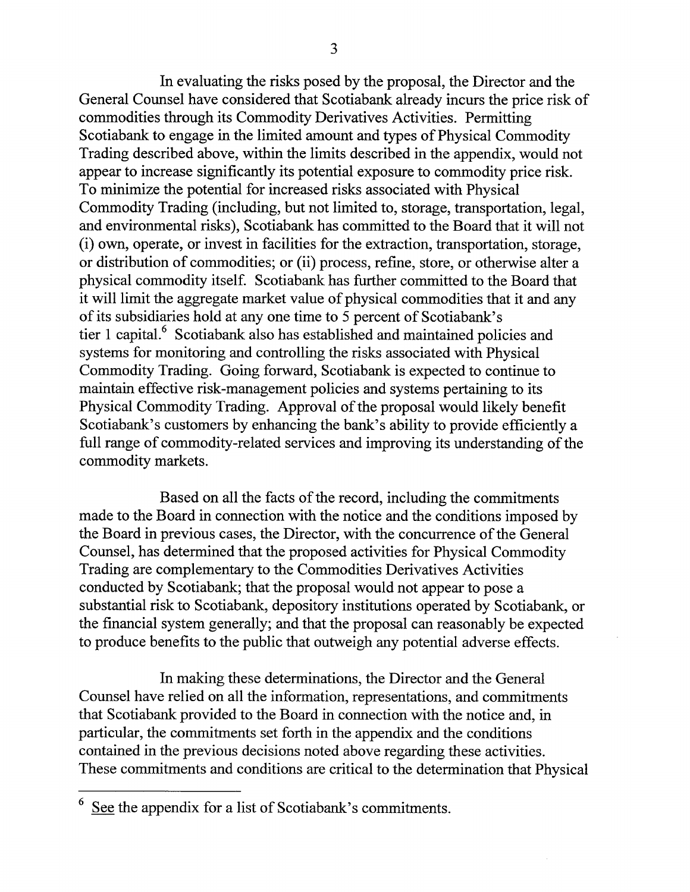In evaluating the risks posed by the proposal, the Director and the General Counsel have considered that Scotiabank already incurs the price risk of commodities through its Commodity Derivatives Activities. Permitting Scotiabank to engage in the limited amount and types of Physical Commodity Trading described above, within the limits described in the appendix, would not appear to increase significantly its potential exposure to commodity price risk. To minimize the potential for increased risks associated with Physical Commodity Trading (including, but not limited to, storage, transportation, legal, and environmental risks), Scotiabank has committed to the Board that it will not (i) own, operate, or invest in facilities for the extraction, transportation, storage, or distribution of commodities; or (ii) process, refine, store, or otherwise alter a physical commodity itself. Scotiabank has further committed to the Board that it will limit the aggregate market value of physical commodities that it and any of its subsidiaries hold at any one time to 5 percent of Scotiabank's tier 1 capital.[6] Scotiabank also has established and maintained policies and systems for monitoring and controlling the risks associated with Physical Commodity Trading. Going forward, Scotiabank is expected to continue to maintain effective risk-management policies and systems pertaining to its Physical Commodity Trading. Approval of the proposal would likely benefit Scotiabank's customers by enhancing the bank's ability to provide efficiently a full range of commodity-related services and improving its understanding of the commodity markets.

Based on all the facts of the record, including the commitments made to the Board in connection with the notice and the conditions imposed by the Board in previous cases, the Director, with the concurrence of the General Counsel, has determined that the proposed activities for Physical Commodity Trading are complementary to the Commodities Derivatives Activities conducted by Scotiabank; that the proposal would not appear to pose a substantial risk to Scotiabank, depository institutions operated by Scotiabank, or the financial system generally; and that the proposal can reasonably be expected to produce benefits to the public that outweigh any potential adverse effects.

In making these determinations, the Director and the General Counsel have relied on all the information, representations, and commitments that Scotiabank provided to the Board in connection with the notice and, in particular, the commitments set forth in the appendix and the conditions contained in the previous decisions noted above regarding these activities. These commitments and conditions are critical to the determination that Physical

---

[6] See the appendix for a list of Scotiabank's commitments.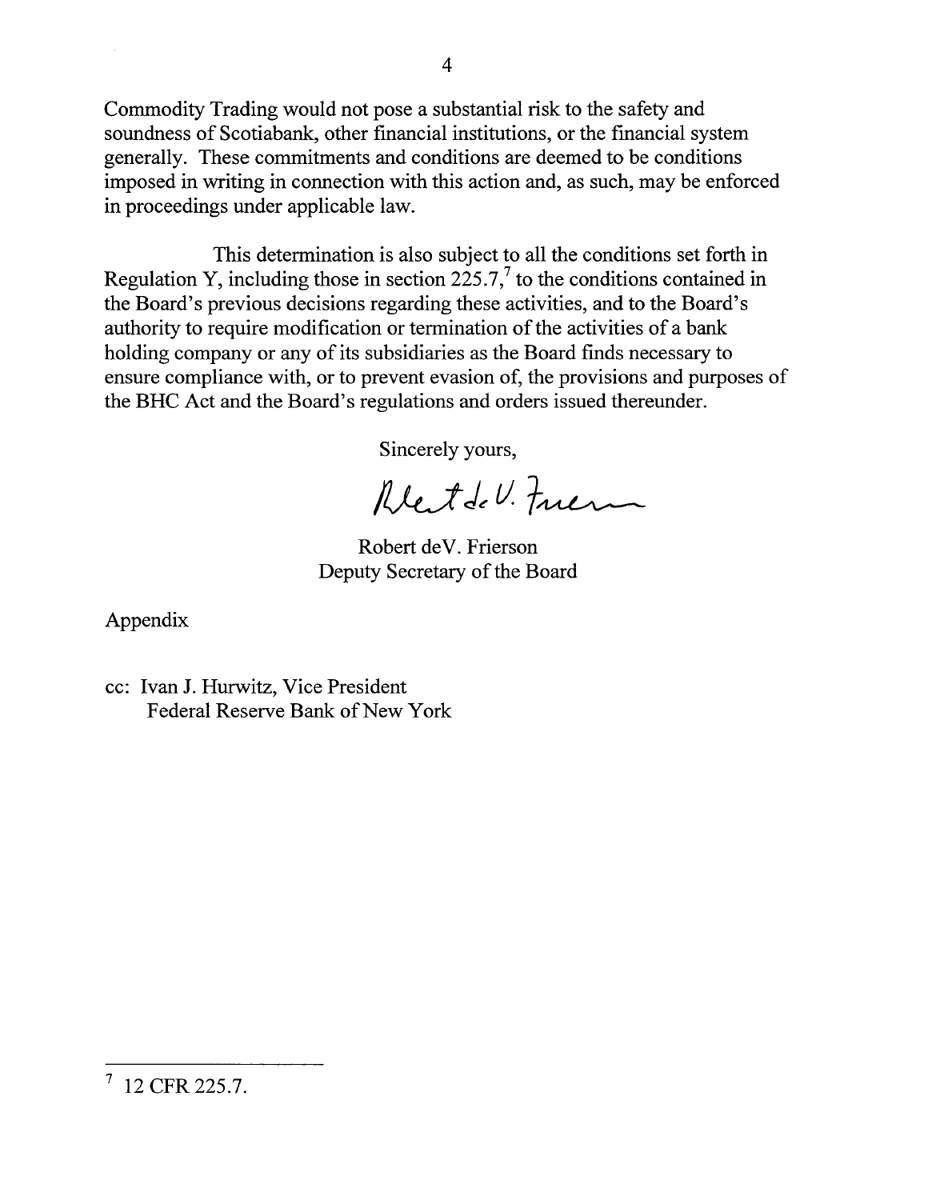Commodity Trading would not pose a substantial risk to the safety and soundness of Scotiabank, other financial institutions, or the financial system generally. These commitments and conditions are deemed to be conditions imposed in writing in connection with this action and, as such, may be enforced in proceedings under applicable law.

This determination is also subject to all the conditions set forth in Regulation Y, including those in section 225.7,[7] to the conditions contained in the Board's previous decisions regarding these activities, and to the Board's authority to require modification or termination of the activities of a bank holding company or any of its subsidiaries as the Board finds necessary to ensure compliance with, or to prevent evasion of, the provisions and purposes of the BHC Act and the Board's regulations and orders issued thereunder.

Sincerely yours,

Robert deV. Frierson
Deputy Secretary of the Board

Appendix

cc: Ivan J. Hurwitz, Vice President
Federal Reserve Bank of New York

---

[7] 12 CFR 225.7.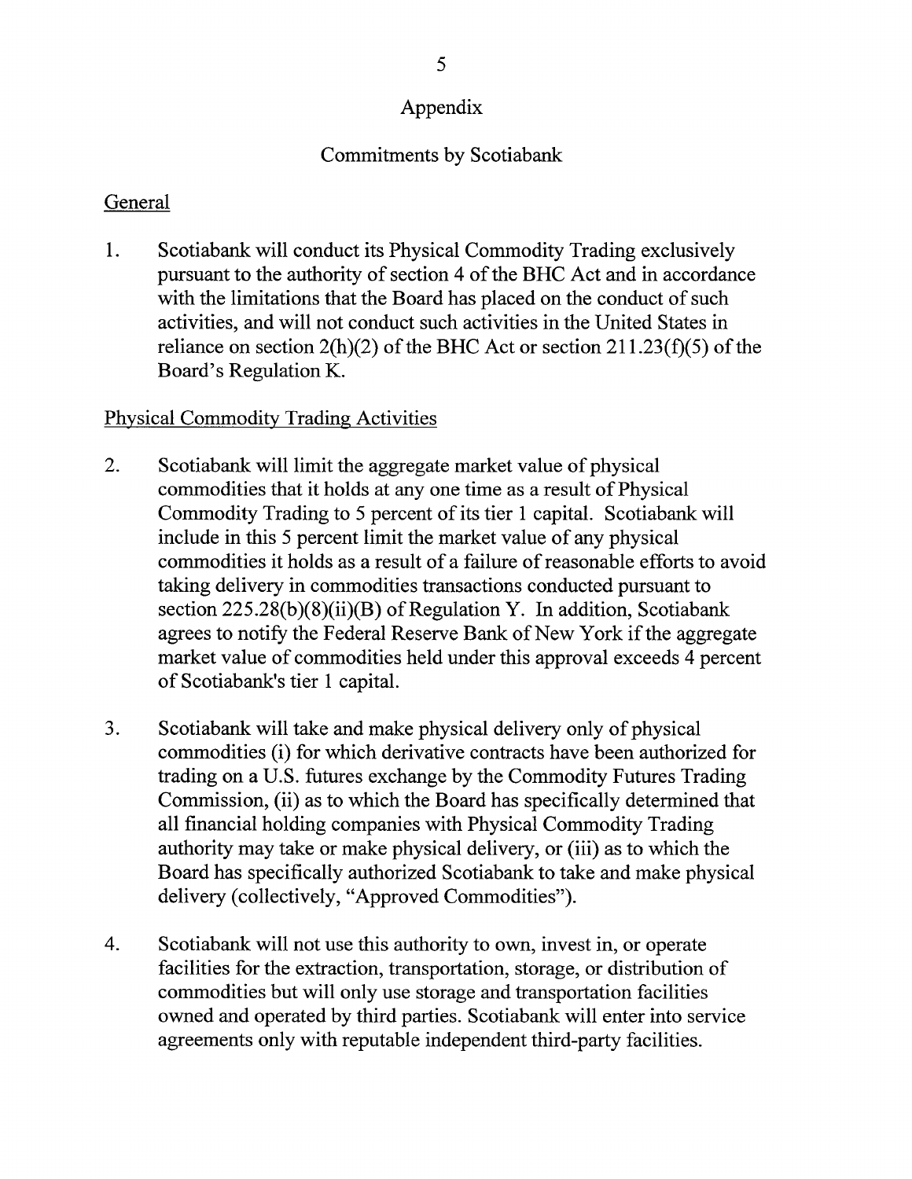# Appendix

## Commitments by Scotiabank

### General

1. Scotiabank will conduct its Physical Commodity Trading exclusively pursuant to the authority of section 4 of the BHC Act and in accordance with the limitations that the Board has placed on the conduct of such activities, and will not conduct such activities in the United States in reliance on section 2(h)(2) of the BHC Act or section 211.23(f)(5) of the Board's Regulation K.

### Physical Commodity Trading Activities

2. Scotiabank will limit the aggregate market value of physical commodities that it holds at any one time as a result of Physical Commodity Trading to 5 percent of its tier 1 capital. Scotiabank will include in this 5 percent limit the market value of any physical commodities it holds as a result of a failure of reasonable efforts to avoid taking delivery in commodities transactions conducted pursuant to section 225.28(b)(8)(ii)(B) of Regulation Y. In addition, Scotiabank agrees to notify the Federal Reserve Bank of New York if the aggregate market value of commodities held under this approval exceeds 4 percent of Scotiabank's tier 1 capital.

3. Scotiabank will take and make physical delivery only of physical commodities (i) for which derivative contracts have been authorized for trading on a U.S. futures exchange by the Commodity Futures Trading Commission, (ii) as to which the Board has specifically determined that all financial holding companies with Physical Commodity Trading authority may take or make physical delivery, or (iii) as to which the Board has specifically authorized Scotiabank to take and make physical delivery (collectively, "Approved Commodities").

4. Scotiabank will not use this authority to own, invest in, or operate facilities for the extraction, transportation, storage, or distribution of commodities but will only use storage and transportation facilities owned and operated by third parties. Scotiabank will enter into service agreements only with reputable independent third-party facilities.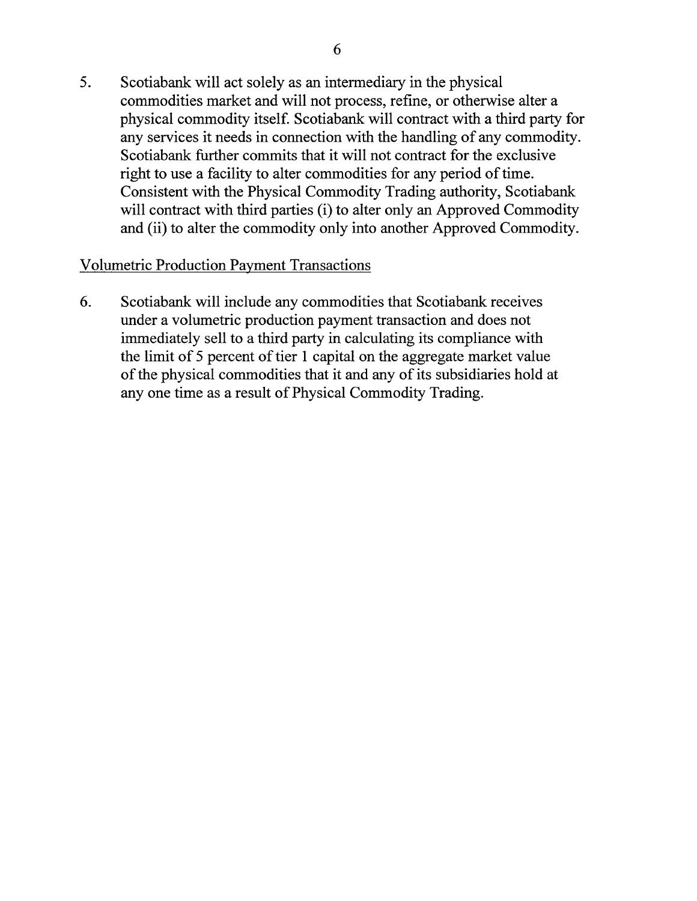5. Scotiabank will act solely as an intermediary in the physical commodities market and will not process, refine, or otherwise alter a physical commodity itself. Scotiabank will contract with a third party for any services it needs in connection with the handling of any commodity. Scotiabank further commits that it will not contract for the exclusive right to use a facility to alter commodities for any period of time. Consistent with the Physical Commodity Trading authority, Scotiabank will contract with third parties (i) to alter only an Approved Commodity and (ii) to alter the commodity only into another Approved Commodity.

Volumetric Production Payment Transactions

6. Scotiabank will include any commodities that Scotiabank receives under a volumetric production payment transaction and does not immediately sell to a third party in calculating its compliance with the limit of 5 percent of tier 1 capital on the aggregate market value of the physical commodities that it and any of its subsidiaries hold at any one time as a result of Physical Commodity Trading.